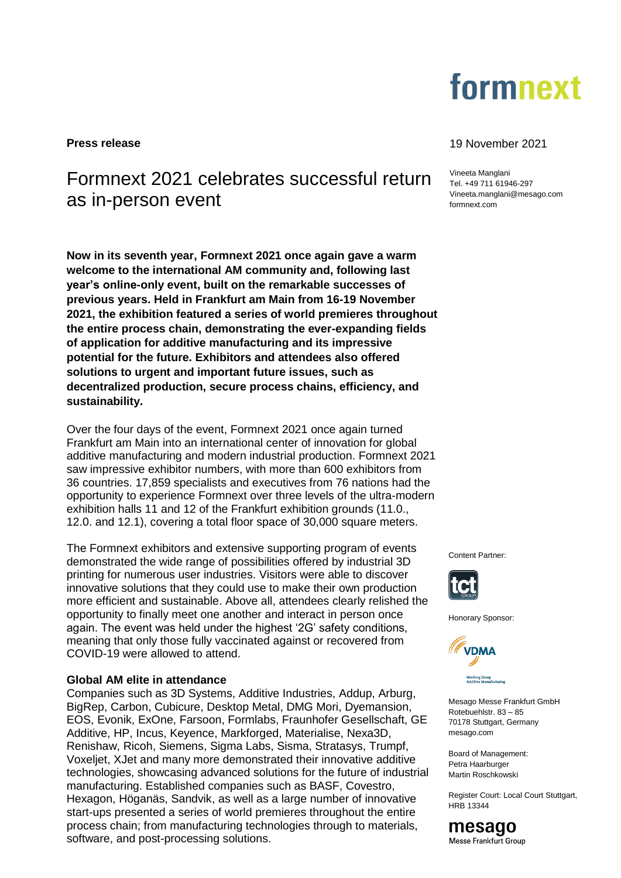formnext

**Press release**

19 November 2021

Vineeta Manglani
Tel. +49 711 61946-297
Vineeta.manglani@mesago.com
formnext.com

# Formnext 2021 celebrates successful return as in-person event

**Now in its seventh year, Formnext 2021 once again gave a warm welcome to the international AM community and, following last year's online-only event, built on the remarkable successes of previous years. Held in Frankfurt am Main from 16-19 November 2021, the exhibition featured a series of world premieres throughout the entire process chain, demonstrating the ever-expanding fields of application for additive manufacturing and its impressive potential for the future. Exhibitors and attendees also offered solutions to urgent and important future issues, such as decentralized production, secure process chains, efficiency, and sustainability.**

Over the four days of the event, Formnext 2021 once again turned Frankfurt am Main into an international center of innovation for global additive manufacturing and modern industrial production. Formnext 2021 saw impressive exhibitor numbers, with more than 600 exhibitors from 36 countries. 17,859 specialists and executives from 76 nations had the opportunity to experience Formnext over three levels of the ultra-modern exhibition halls 11 and 12 of the Frankfurt exhibition grounds (11.0., 12.0. and 12.1), covering a total floor space of 30,000 square meters.

The Formnext exhibitors and extensive supporting program of events demonstrated the wide range of possibilities offered by industrial 3D printing for numerous user industries. Visitors were able to discover innovative solutions that they could use to make their own production more efficient and sustainable. Above all, attendees clearly relished the opportunity to finally meet one another and interact in person once again. The event was held under the highest '2G' safety conditions, meaning that only those fully vaccinated against or recovered from COVID-19 were allowed to attend.

### Global AM elite in attendance

Companies such as 3D Systems, Additive Industries, Addup, Arburg, BigRep, Carbon, Cubicure, Desktop Metal, DMG Mori, Dyemansion, EOS, Evonik, ExOne, Farsoon, Formlabs, Fraunhofer Gesellschaft, GE Additive, HP, Incus, Keyence, Markforged, Materialise, Nexa3D, Renishaw, Ricoh, Siemens, Sigma Labs, Sisma, Stratasys, Trumpf, Voxeljet, XJet and many more demonstrated their innovative additive technologies, showcasing advanced solutions for the future of industrial manufacturing. Established companies such as BASF, Covestro, Hexagon, Höganäs, Sandvik, as well as a large number of innovative start-ups presented a series of world premieres throughout the entire process chain; from manufacturing technologies through to materials, software, and post-processing solutions.

Content Partner:

Honorary Sponsor:

Mesago Messe Frankfurt GmbH
Rotebuehlstr. 83 – 85
70178 Stuttgart, Germany
mesago.com

Board of Management:
Petra Haarburger
Martin Roschkowski

Register Court: Local Court Stuttgart, HRB 13344

mesago
Messe Frankfurt Group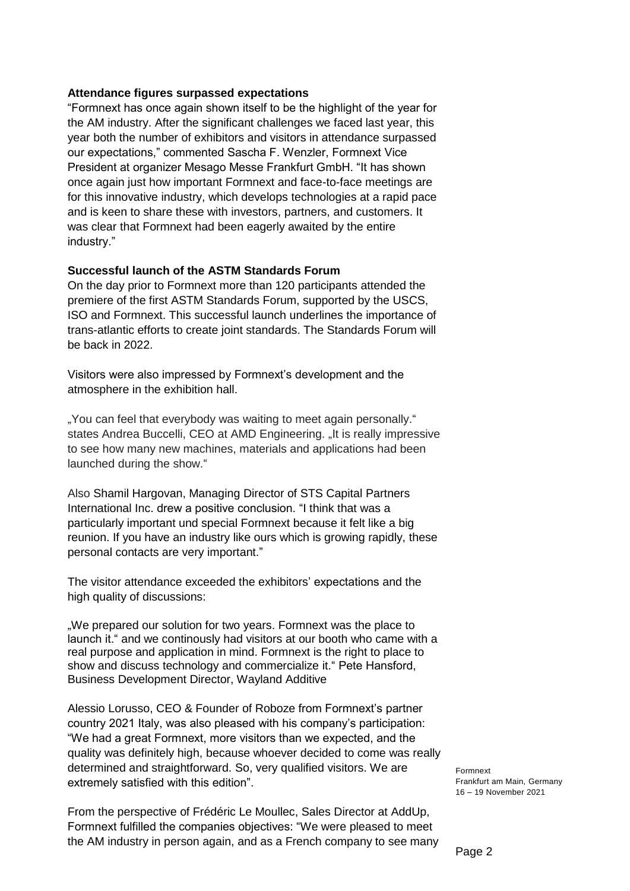**Attendance figures surpassed expectations**

"Formnext has once again shown itself to be the highlight of the year for the AM industry. After the significant challenges we faced last year, this year both the number of exhibitors and visitors in attendance surpassed our expectations," commented Sascha F. Wenzler, Formnext Vice President at organizer Mesago Messe Frankfurt GmbH. "It has shown once again just how important Formnext and face-to-face meetings are for this innovative industry, which develops technologies at a rapid pace and is keen to share these with investors, partners, and customers. It was clear that Formnext had been eagerly awaited by the entire industry."

**Successful launch of the ASTM Standards Forum**

On the day prior to Formnext more than 120 participants attended the premiere of the first ASTM Standards Forum, supported by the USCS, ISO and Formnext. This successful launch underlines the importance of trans-atlantic efforts to create joint standards. The Standards Forum will be back in 2022.

Visitors were also impressed by Formnext's development and the atmosphere in the exhibition hall.

„You can feel that everybody was waiting to meet again personally." states Andrea Buccelli, CEO at AMD Engineering. „It is really impressive to see how many new machines, materials and applications had been launched during the show."

Also Shamil Hargovan, Managing Director of STS Capital Partners International Inc. drew a positive conclusion. "I think that was a particularly important und special Formnext because it felt like a big reunion. If you have an industry like ours which is growing rapidly, these personal contacts are very important."

The visitor attendance exceeded the exhibitors' expectations and the high quality of discussions:

„We prepared our solution for two years. Formnext was the place to launch it." and we continously had visitors at our booth who came with a real purpose and application in mind. Formnext is the right to place to show and discuss technology and commercialize it." Pete Hansford, Business Development Director, Wayland Additive

Alessio Lorusso, CEO & Founder of Roboze from Formnext's partner country 2021 Italy, was also pleased with his company's participation: "We had a great Formnext, more visitors than we expected, and the quality was definitely high, because whoever decided to come was really determined and straightforward. So, very qualified visitors. We are extremely satisfied with this edition".

From the perspective of Frédéric Le Moullec, Sales Director at AddUp, Formnext fulfilled the companies objectives: "We were pleased to meet the AM industry in person again, and as a French company to see many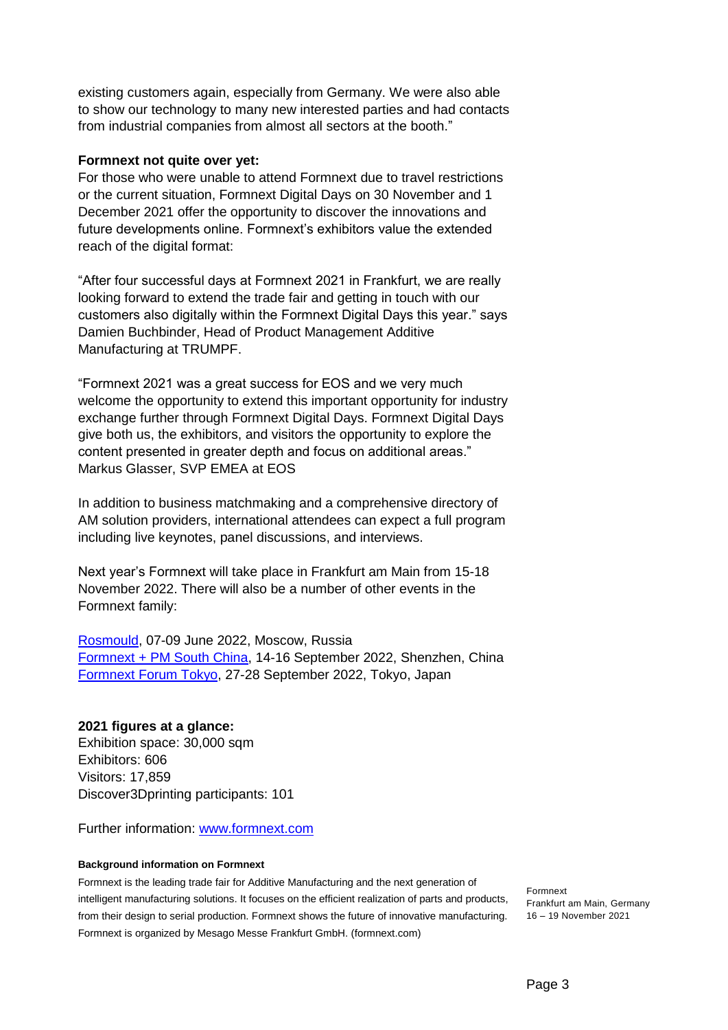existing customers again, especially from Germany. We were also able to show our technology to many new interested parties and had contacts from industrial companies from almost all sectors at the booth."

**Formnext not quite over yet:**

For those who were unable to attend Formnext due to travel restrictions or the current situation, Formnext Digital Days on 30 November and 1 December 2021 offer the opportunity to discover the innovations and future developments online. Formnext's exhibitors value the extended reach of the digital format:

"After four successful days at Formnext 2021 in Frankfurt, we are really looking forward to extend the trade fair and getting in touch with our customers also digitally within the Formnext Digital Days this year." says Damien Buchbinder, Head of Product Management Additive Manufacturing at TRUMPF.

"Formnext 2021 was a great success for EOS and we very much welcome the opportunity to extend this important opportunity for industry exchange further through Formnext Digital Days. Formnext Digital Days give both us, the exhibitors, and visitors the opportunity to explore the content presented in greater depth and focus on additional areas." Markus Glasser, SVP EMEA at EOS

In addition to business matchmaking and a comprehensive directory of AM solution providers, international attendees can expect a full program including live keynotes, panel discussions, and interviews.

Next year's Formnext will take place in Frankfurt am Main from 15-18 November 2022. There will also be a number of other events in the Formnext family:

Rosmould, 07-09 June 2022, Moscow, Russia
Formnext + PM South China, 14-16 September 2022, Shenzhen, China
Formnext Forum Tokyo, 27-28 September 2022, Tokyo, Japan

**2021 figures at a glance:**

Exhibition space: 30,000 sqm
Exhibitors: 606
Visitors: 17,859
Discover3Dprinting participants: 101

Further information: www.formnext.com

**Background information on Formnext**

Formnext is the leading trade fair for Additive Manufacturing and the next generation of intelligent manufacturing solutions. It focuses on the efficient realization of parts and products, from their design to serial production. Formnext shows the future of innovative manufacturing. Formnext is organized by Mesago Messe Frankfurt GmbH. (formnext.com)

Formnext
Frankfurt am Main, Germany
16 – 19 November 2021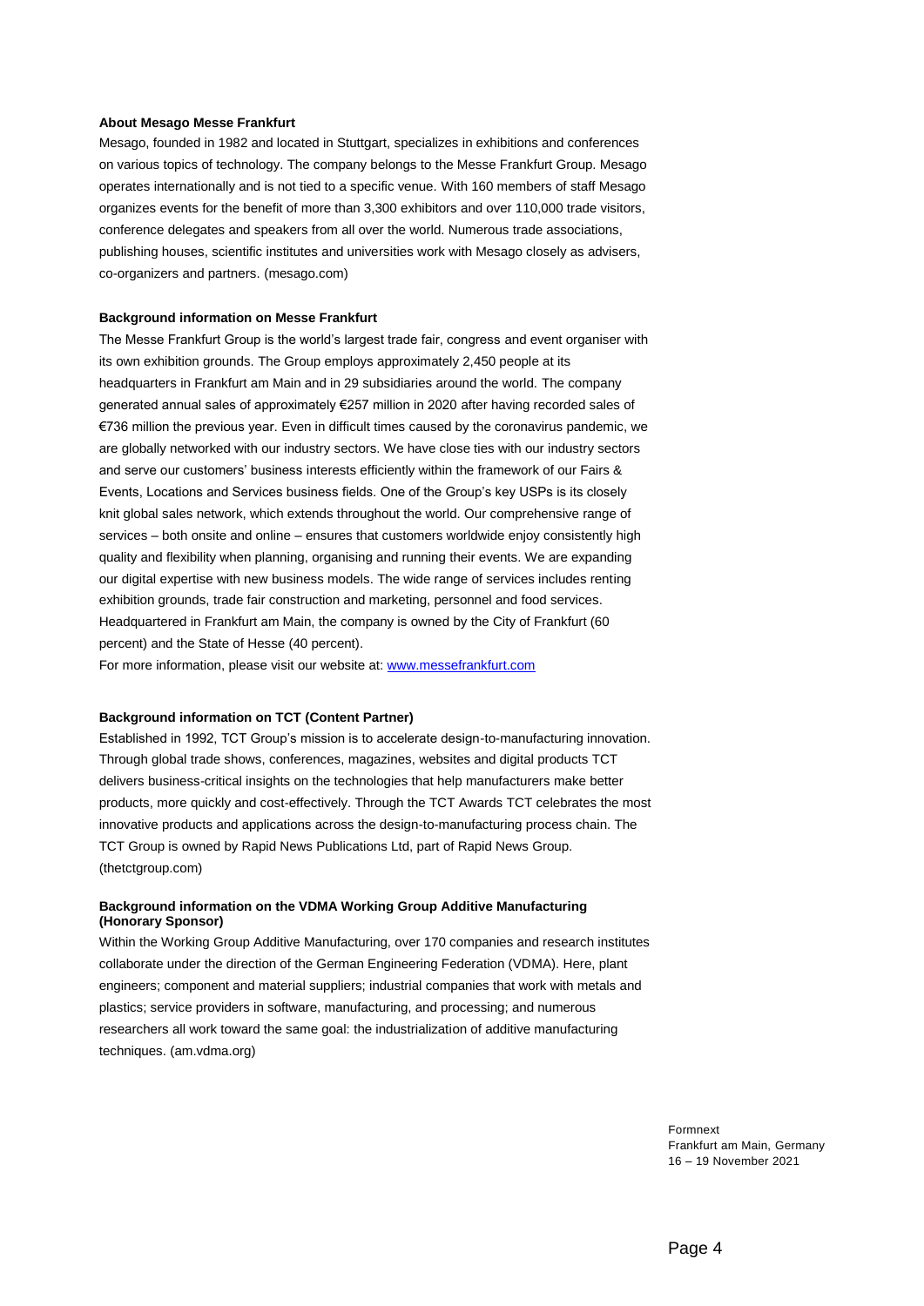**About Mesago Messe Frankfurt**

Mesago, founded in 1982 and located in Stuttgart, specializes in exhibitions and conferences on various topics of technology. The company belongs to the Messe Frankfurt Group. Mesago operates internationally and is not tied to a specific venue. With 160 members of staff Mesago organizes events for the benefit of more than 3,300 exhibitors and over 110,000 trade visitors, conference delegates and speakers from all over the world. Numerous trade associations, publishing houses, scientific institutes and universities work with Mesago closely as advisers, co-organizers and partners. (mesago.com)

**Background information on Messe Frankfurt**

The Messe Frankfurt Group is the world's largest trade fair, congress and event organiser with its own exhibition grounds. The Group employs approximately 2,450 people at its headquarters in Frankfurt am Main and in 29 subsidiaries around the world. The company generated annual sales of approximately €257 million in 2020 after having recorded sales of €736 million the previous year. Even in difficult times caused by the coronavirus pandemic, we are globally networked with our industry sectors. We have close ties with our industry sectors and serve our customers' business interests efficiently within the framework of our Fairs & Events, Locations and Services business fields. One of the Group's key USPs is its closely knit global sales network, which extends throughout the world. Our comprehensive range of services – both onsite and online – ensures that customers worldwide enjoy consistently high quality and flexibility when planning, organising and running their events. We are expanding our digital expertise with new business models. The wide range of services includes renting exhibition grounds, trade fair construction and marketing, personnel and food services. Headquartered in Frankfurt am Main, the company is owned by the City of Frankfurt (60 percent) and the State of Hesse (40 percent).

For more information, please visit our website at: [www.messefrankfurt.com](http://www.messefrankfurt.com)

**Background information on TCT (Content Partner)**

Established in 1992, TCT Group's mission is to accelerate design-to-manufacturing innovation. Through global trade shows, conferences, magazines, websites and digital products TCT delivers business-critical insights on the technologies that help manufacturers make better products, more quickly and cost-effectively. Through the TCT Awards TCT celebrates the most innovative products and applications across the design-to-manufacturing process chain. The TCT Group is owned by Rapid News Publications Ltd, part of Rapid News Group. (thetctgroup.com)

**Background information on the VDMA Working Group Additive Manufacturing (Honorary Sponsor)**

Within the Working Group Additive Manufacturing, over 170 companies and research institutes collaborate under the direction of the German Engineering Federation (VDMA). Here, plant engineers; component and material suppliers; industrial companies that work with metals and plastics; service providers in software, manufacturing, and processing; and numerous researchers all work toward the same goal: the industrialization of additive manufacturing techniques. (am.vdma.org)